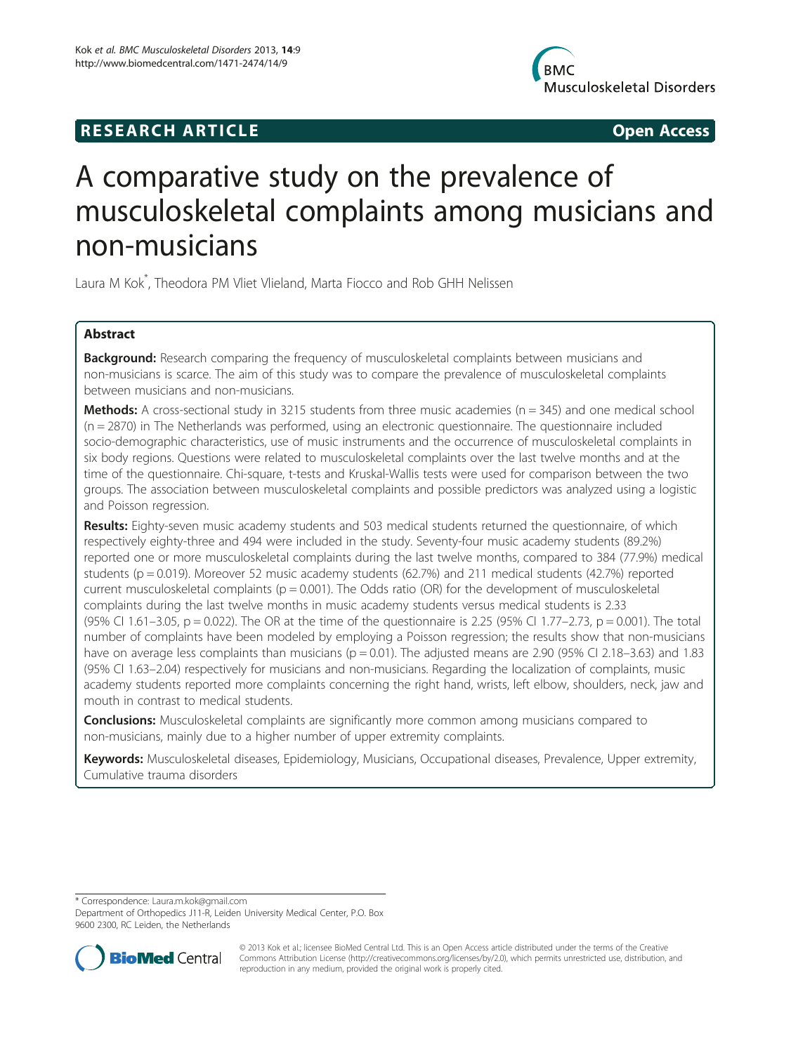RESEARCH ARTICLE **Open Access**

# A comparative study on the prevalence of musculoskeletal complaints among musicians and non-musicians

Laura M Kok[*], Theodora PM Vliet Vlieland, Marta Fiocco and Rob GHH Nelissen

## Abstract

**Background:** Research comparing the frequency of musculoskeletal complaints between musicians and non-musicians is scarce. The aim of this study was to compare the prevalence of musculoskeletal complaints between musicians and non-musicians.

**Methods:** A cross-sectional study in 3215 students from three music academies (n = 345) and one medical school (n = 2870) in The Netherlands was performed, using an electronic questionnaire. The questionnaire included socio-demographic characteristics, use of music instruments and the occurrence of musculoskeletal complaints in six body regions. Questions were related to musculoskeletal complaints over the last twelve months and at the time of the questionnaire. Chi-square, t-tests and Kruskal-Wallis tests were used for comparison between the two groups. The association between musculoskeletal complaints and possible predictors was analyzed using a logistic and Poisson regression.

**Results:** Eighty-seven music academy students and 503 medical students returned the questionnaire, of which respectively eighty-three and 494 were included in the study. Seventy-four music academy students (89.2%) reported one or more musculoskeletal complaints during the last twelve months, compared to 384 (77.9%) medical students (p = 0.019). Moreover 52 music academy students (62.7%) and 211 medical students (42.7%) reported current musculoskeletal complaints (p = 0.001). The Odds ratio (OR) for the development of musculoskeletal complaints during the last twelve months in music academy students versus medical students is 2.33 (95% CI 1.61–3.05, p = 0.022). The OR at the time of the questionnaire is 2.25 (95% CI 1.77–2.73, p = 0.001). The total number of complaints have been modeled by employing a Poisson regression; the results show that non-musicians have on average less complaints than musicians (p = 0.01). The adjusted means are 2.90 (95% CI 2.18–3.63) and 1.83 (95% CI 1.63–2.04) respectively for musicians and non-musicians. Regarding the localization of complaints, music academy students reported more complaints concerning the right hand, wrists, left elbow, shoulders, neck, jaw and mouth in contrast to medical students.

**Conclusions:** Musculoskeletal complaints are significantly more common among musicians compared to non-musicians, mainly due to a higher number of upper extremity complaints.

**Keywords:** Musculoskeletal diseases, Epidemiology, Musicians, Occupational diseases, Prevalence, Upper extremity, Cumulative trauma disorders

\* Correspondence: Laura.m.kok@gmail.com
Department of Orthopedics J11-R, Leiden University Medical Center, P.O. Box 9600 2300, RC Leiden, the Netherlands

© 2013 Kok et al.; licensee BioMed Central Ltd. This is an Open Access article distributed under the terms of the Creative Commons Attribution License (http://creativecommons.org/licenses/by/2.0), which permits unrestricted use, distribution, and reproduction in any medium, provided the original work is properly cited.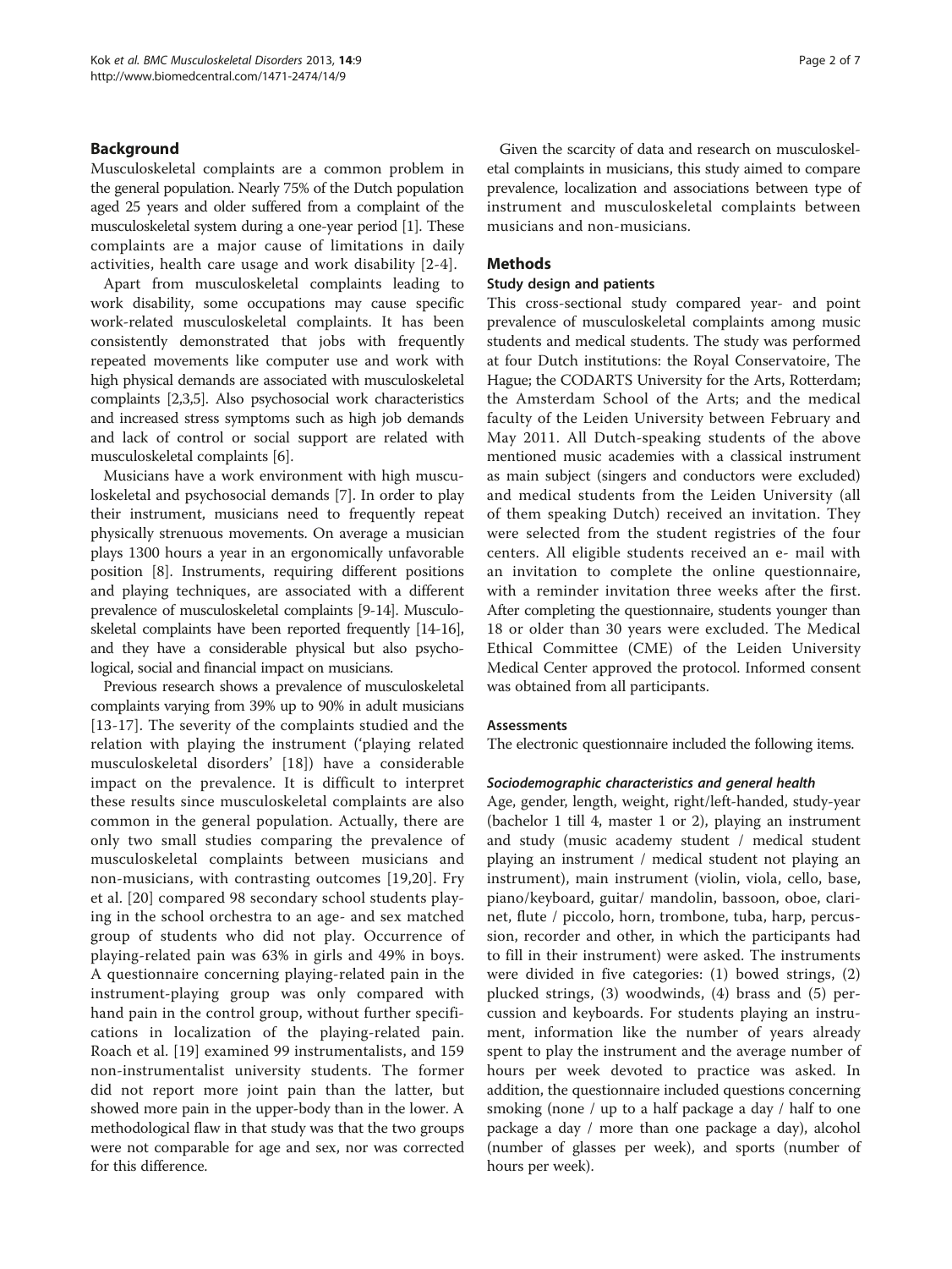## Background

Musculoskeletal complaints are a common problem in the general population. Nearly 75% of the Dutch population aged 25 years and older suffered from a complaint of the musculoskeletal system during a one-year period [1]. These complaints are a major cause of limitations in daily activities, health care usage and work disability [2-4].

Apart from musculoskeletal complaints leading to work disability, some occupations may cause specific work-related musculoskeletal complaints. It has been consistently demonstrated that jobs with frequently repeated movements like computer use and work with high physical demands are associated with musculoskeletal complaints [2,3,5]. Also psychosocial work characteristics and increased stress symptoms such as high job demands and lack of control or social support are related with musculoskeletal complaints [6].

Musicians have a work environment with high musculoskeletal and psychosocial demands [7]. In order to play their instrument, musicians need to frequently repeat physically strenuous movements. On average a musician plays 1300 hours a year in an ergonomically unfavorable position [8]. Instruments, requiring different positions and playing techniques, are associated with a different prevalence of musculoskeletal complaints [9-14]. Musculoskeletal complaints have been reported frequently [14-16], and they have a considerable physical but also psychological, social and financial impact on musicians.

Previous research shows a prevalence of musculoskeletal complaints varying from 39% up to 90% in adult musicians [13-17]. The severity of the complaints studied and the relation with playing the instrument ('playing related musculoskeletal disorders' [18]) have a considerable impact on the prevalence. It is difficult to interpret these results since musculoskeletal complaints are also common in the general population. Actually, there are only two small studies comparing the prevalence of musculoskeletal complaints between musicians and non-musicians, with contrasting outcomes [19,20]. Fry et al. [20] compared 98 secondary school students playing in the school orchestra to an age- and sex matched group of students who did not play. Occurrence of playing-related pain was 63% in girls and 49% in boys. A questionnaire concerning playing-related pain in the instrument-playing group was only compared with hand pain in the control group, without further specifications in localization of the playing-related pain. Roach et al. [19] examined 99 instrumentalists, and 159 non-instrumentalist university students. The former did not report more joint pain than the latter, but showed more pain in the upper-body than in the lower. A methodological flaw in that study was that the two groups were not comparable for age and sex, nor was corrected for this difference.

Given the scarcity of data and research on musculoskeletal complaints in musicians, this study aimed to compare prevalence, localization and associations between type of instrument and musculoskeletal complaints between musicians and non-musicians.

## Methods

### Study design and patients

This cross-sectional study compared year- and point prevalence of musculoskeletal complaints among music students and medical students. The study was performed at four Dutch institutions: the Royal Conservatoire, The Hague; the CODARTS University for the Arts, Rotterdam; the Amsterdam School of the Arts; and the medical faculty of the Leiden University between February and May 2011. All Dutch-speaking students of the above mentioned music academies with a classical instrument as main subject (singers and conductors were excluded) and medical students from the Leiden University (all of them speaking Dutch) received an invitation. They were selected from the student registries of the four centers. All eligible students received an e- mail with an invitation to complete the online questionnaire, with a reminder invitation three weeks after the first. After completing the questionnaire, students younger than 18 or older than 30 years were excluded. The Medical Ethical Committee (CME) of the Leiden University Medical Center approved the protocol. Informed consent was obtained from all participants.

### Assessments

The electronic questionnaire included the following items.

#### *Sociodemographic characteristics and general health*

Age, gender, length, weight, right/left-handed, study-year (bachelor 1 till 4, master 1 or 2), playing an instrument and study (music academy student / medical student playing an instrument / medical student not playing an instrument), main instrument (violin, viola, cello, base, piano/keyboard, guitar/ mandolin, bassoon, oboe, clarinet, flute / piccolo, horn, trombone, tuba, harp, percussion, recorder and other, in which the participants had to fill in their instrument) were asked. The instruments were divided in five categories: (1) bowed strings, (2) plucked strings, (3) woodwinds, (4) brass and (5) percussion and keyboards. For students playing an instrument, information like the number of years already spent to play the instrument and the average number of hours per week devoted to practice was asked. In addition, the questionnaire included questions concerning smoking (none / up to a half package a day / half to one package a day / more than one package a day), alcohol (number of glasses per week), and sports (number of hours per week).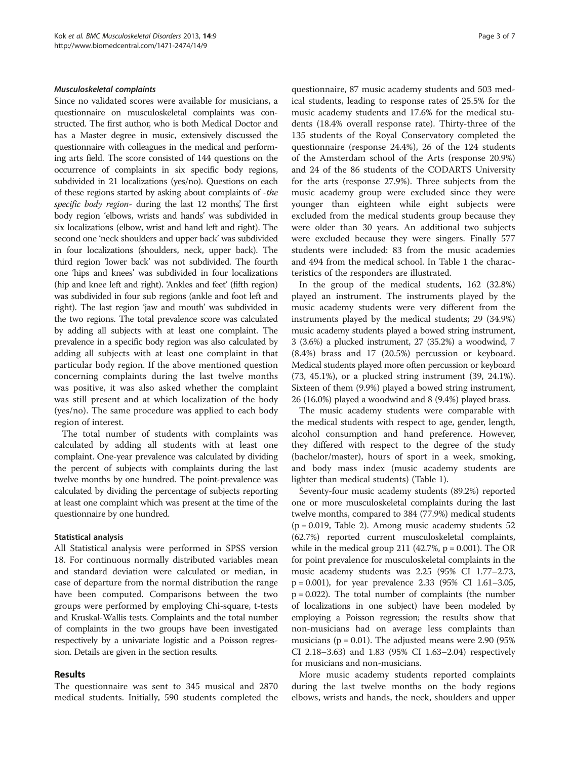#### *Musculoskeletal complaints*

Since no validated scores were available for musicians, a questionnaire on musculoskeletal complaints was constructed. The first author, who is both Medical Doctor and has a Master degree in music, extensively discussed the questionnaire with colleagues in the medical and performing arts field. The score consisted of 144 questions on the occurrence of complaints in six specific body regions, subdivided in 21 localizations (yes/no). Questions on each of these regions started by asking about complaints of *-the specific body region-* during the last 12 months'. The first body region 'elbows, wrists and hands' was subdivided in six localizations (elbow, wrist and hand left and right). The second one 'neck shoulders and upper back' was subdivided in four localizations (shoulders, neck, upper back). The third region 'lower back' was not subdivided. The fourth one 'hips and knees' was subdivided in four localizations (hip and knee left and right). 'Ankles and feet' (fifth region) was subdivided in four sub regions (ankle and foot left and right). The last region 'jaw and mouth' was subdivided in the two regions. The total prevalence score was calculated by adding all subjects with at least one complaint. The prevalence in a specific body region was also calculated by adding all subjects with at least one complaint in that particular body region. If the above mentioned question concerning complaints during the last twelve months was positive, it was also asked whether the complaint was still present and at which localization of the body (yes/no). The same procedure was applied to each body region of interest.

The total number of students with complaints was calculated by adding all students with at least one complaint. One-year prevalence was calculated by dividing the percent of subjects with complaints during the last twelve months by one hundred. The point-prevalence was calculated by dividing the percentage of subjects reporting at least one complaint which was present at the time of the questionnaire by one hundred.

#### Statistical analysis

All Statistical analysis were performed in SPSS version 18. For continuous normally distributed variables mean and standard deviation were calculated or median, in case of departure from the normal distribution the range have been computed. Comparisons between the two groups were performed by employing Chi-square, t-tests and Kruskal-Wallis tests. Complaints and the total number of complaints in the two groups have been investigated respectively by a univariate logistic and a Poisson regression. Details are given in the section results.

## Results

The questionnaire was sent to 345 musical and 2870 medical students. Initially, 590 students completed the questionnaire, 87 music academy students and 503 medical students, leading to response rates of 25.5% for the music academy students and 17.6% for the medical students (18.4% overall response rate). Thirty-three of the 135 students of the Royal Conservatory completed the questionnaire (response 24.4%), 26 of the 124 students of the Amsterdam school of the Arts (response 20.9%) and 24 of the 86 students of the CODARTS University for the arts (response 27.9%). Three subjects from the music academy group were excluded since they were younger than eighteen while eight subjects were excluded from the medical students group because they were older than 30 years. An additional two subjects were excluded because they were singers. Finally 577 students were included: 83 from the music academies and 494 from the medical school. In Table 1 the characteristics of the responders are illustrated.

In the group of the medical students, 162 (32.8%) played an instrument. The instruments played by the music academy students were very different from the instruments played by the medical students; 29 (34.9%) music academy students played a bowed string instrument, 3 (3.6%) a plucked instrument, 27 (35.2%) a woodwind, 7 (8.4%) brass and 17 (20.5%) percussion or keyboard. Medical students played more often percussion or keyboard (73, 45.1%), or a plucked string instrument (39, 24.1%). Sixteen of them (9.9%) played a bowed string instrument, 26 (16.0%) played a woodwind and 8 (9.4%) played brass.

The music academy students were comparable with the medical students with respect to age, gender, length, alcohol consumption and hand preference. However, they differed with respect to the degree of the study (bachelor/master), hours of sport in a week, smoking, and body mass index (music academy students are lighter than medical students) (Table 1).

Seventy-four music academy students (89.2%) reported one or more musculoskeletal complaints during the last twelve months, compared to 384 (77.9%) medical students ($p = 0.019$, Table 2). Among music academy students 52 (62.7%) reported current musculoskeletal complaints, while in the medical group 211 (42.7%, $p = 0.001$). The OR for point prevalence for musculoskeletal complaints in the music academy students was 2.25 (95% CI 1.77–2.73, $p = 0.001$), for year prevalence 2.33 (95% CI 1.61–3.05, $p = 0.022$). The total number of complaints (the number of localizations in one subject) have been modeled by employing a Poisson regression; the results show that non-musicians had on average less complaints than musicians ($p = 0.01$). The adjusted means were 2.90 (95% CI 2.18–3.63) and 1.83 (95% CI 1.63–2.04) respectively for musicians and non-musicians.

More music academy students reported complaints during the last twelve months on the body regions elbows, wrists and hands, the neck, shoulders and upper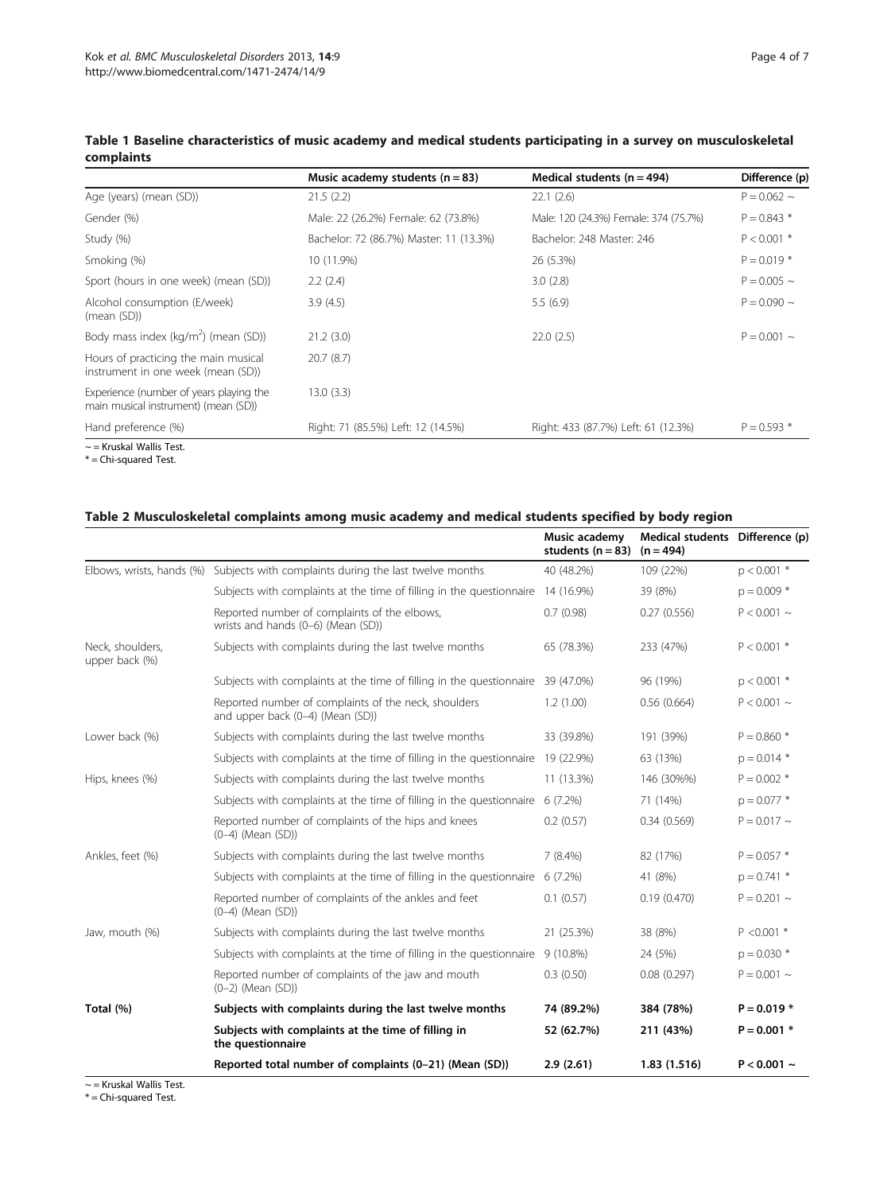**Table 1 Baseline characteristics of music academy and medical students participating in a survey on musculoskeletal complaints**

| | Music academy students (n = 83) | Medical students (n = 494) | Difference (p) |
|---|---|---|---|
| Age (years) (mean (SD)) | 21.5 (2.2) | 22.1 (2.6) | P = 0.062 ~ |
| Gender (%) | Male: 22 (26.2%) Female: 62 (73.8%) | Male: 120 (24.3%) Female: 374 (75.7%) | P = 0.843 * |
| Study (%) | Bachelor: 72 (86.7%) Master: 11 (13.3%) | Bachelor: 248 Master: 246 | P < 0.001 * |
| Smoking (%) | 10 (11.9%) | 26 (5.3%) | P = 0.019 * |
| Sport (hours in one week) (mean (SD)) | 2.2 (2.4) | 3.0 (2.8) | P = 0.005 ~ |
| Alcohol consumption (E/week) (mean (SD)) | 3.9 (4.5) | 5.5 (6.9) | P = 0.090 ~ |
| Body mass index (kg/m$^2$) (mean (SD)) | 21.2 (3.0) | 22.0 (2.5) | P = 0.001 ~ |
| Hours of practicing the main musical instrument in one week (mean (SD)) | 20.7 (8.7) | | |
| Experience (number of years playing the main musical instrument) (mean (SD)) | 13.0 (3.3) | | |
| Hand preference (%) | Right: 71 (85.5%) Left: 12 (14.5%) | Right: 433 (87.7%) Left: 61 (12.3%) | P = 0.593 * |

~ = Kruskal Wallis Test.
* = Chi-squared Test.

**Table 2 Musculoskeletal complaints among music academy and medical students specified by body region**

| | | Music academy students (n = 83) | Medical students (n = 494) | Difference (p) |
|---|---|---|---|---|
| Elbows, wrists, hands (%) | Subjects with complaints during the last twelve months | 40 (48.2%) | 109 (22%) | p < 0.001 * |
| | Subjects with complaints at the time of filling in the questionnaire | 14 (16.9%) | 39 (8%) | p = 0.009 * |
| | Reported number of complaints of the elbows, wrists and hands (0–6) (Mean (SD)) | 0.7 (0.98) | 0.27 (0.556) | P < 0.001 ~ |
| Neck, shoulders, upper back (%) | Subjects with complaints during the last twelve months | 65 (78.3%) | 233 (47%) | P < 0.001 * |
| | Subjects with complaints at the time of filling in the questionnaire | 39 (47.0%) | 96 (19%) | p < 0.001 * |
| | Reported number of complaints of the neck, shoulders and upper back (0–4) (Mean (SD)) | 1.2 (1.00) | 0.56 (0.664) | P < 0.001 ~ |
| Lower back (%) | Subjects with complaints during the last twelve months | 33 (39.8%) | 191 (39%) | P = 0.860 * |
| | Subjects with complaints at the time of filling in the questionnaire | 19 (22.9%) | 63 (13%) | p = 0.014 * |
| Hips, knees (%) | Subjects with complaints during the last twelve months | 11 (13.3%) | 146 (30%%) | P = 0.002 * |
| | Subjects with complaints at the time of filling in the questionnaire | 6 (7.2%) | 71 (14%) | p = 0.077 * |
| | Reported number of complaints of the hips and knees (0–4) (Mean (SD)) | 0.2 (0.57) | 0.34 (0.569) | P = 0.017 ~ |
| Ankles, feet (%) | Subjects with complaints during the last twelve months | 7 (8.4%) | 82 (17%) | P = 0.057 * |
| | Subjects with complaints at the time of filling in the questionnaire | 6 (7.2%) | 41 (8%) | p = 0.741 * |
| | Reported number of complaints of the ankles and feet (0–4) (Mean (SD)) | 0.1 (0.57) | 0.19 (0.470) | P = 0.201 ~ |
| Jaw, mouth (%) | Subjects with complaints during the last twelve months | 21 (25.3%) | 38 (8%) | P <0.001 * |
| | Subjects with complaints at the time of filling in the questionnaire | 9 (10.8%) | 24 (5%) | p = 0.030 * |
| | Reported number of complaints of the jaw and mouth (0–2) (Mean (SD)) | 0.3 (0.50) | 0.08 (0.297) | P = 0.001 ~ |
| **Total (%)** | **Subjects with complaints during the last twelve months** | **74 (89.2%)** | **384 (78%)** | **P = 0.019 *** |
| | **Subjects with complaints at the time of filling in the questionnaire** | **52 (62.7%)** | **211 (43%)** | **P = 0.001 *** |
| | **Reported total number of complaints (0–21) (Mean (SD))** | **2.9 (2.61)** | **1.83 (1.516)** | **P < 0.001 ~** |

~ = Kruskal Wallis Test.
* = Chi-squared Test.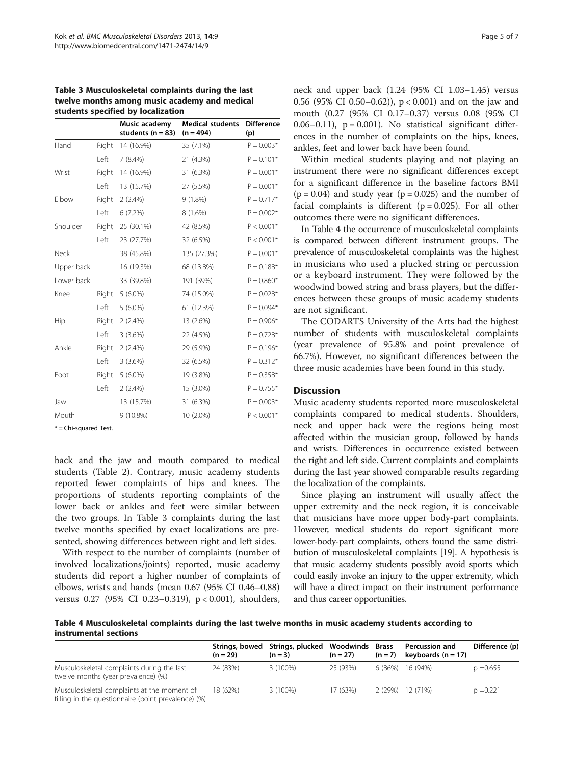**Table 3 Musculoskeletal complaints during the last twelve months among music academy and medical students specified by localization**

| | | Music academy students (n = 83) | Medical students (n = 494) | Difference (p) |
|---|---|---|---|---|
| Hand | Right | 14 (16.9%) | 35 (7.1%) | P = 0.003* |
| | Left | 7 (8.4%) | 21 (4.3%) | P = 0.101* |
| Wrist | Right | 14 (16.9%) | 31 (6.3%) | P = 0.001* |
| | Left | 13 (15.7%) | 27 (5.5%) | P = 0.001* |
| Elbow | Right | 2 (2.4%) | 9 (1.8%) | P = 0.717* |
| | Left | 6 (7.2%) | 8 (1.6%) | P = 0.002* |
| Shoulder | Right | 25 (30.1%) | 42 (8.5%) | P < 0.001* |
| | Left | 23 (27.7%) | 32 (6.5%) | P < 0.001* |
| Neck | | 38 (45.8%) | 135 (27.3%) | P = 0.001* |
| Upper back | | 16 (19.3%) | 68 (13.8%) | P = 0.188* |
| Lower back | | 33 (39.8%) | 191 (39%) | P = 0.860* |
| Knee | Right | 5 (6.0%) | 74 (15.0%) | P = 0.028* |
| | Left | 5 (6.0%) | 61 (12.3%) | P = 0.094* |
| Hip | Right | 2 (2.4%) | 13 (2.6%) | P = 0.906* |
| | Left | 3 (3.6%) | 22 (4.5%) | P = 0.728* |
| Ankle | Right | 2 (2.4%) | 29 (5.9%) | P = 0.196* |
| | Left | 3 (3.6%) | 32 (6.5%) | P = 0.312* |
| Foot | Right | 5 (6.0%) | 19 (3.8%) | P = 0.358* |
| | Left | 2 (2.4%) | 15 (3.0%) | P = 0.755* |
| Jaw | | 13 (15.7%) | 31 (6.3%) | P = 0.003* |
| Mouth | | 9 (10.8%) | 10 (2.0%) | P < 0.001* |

* = Chi-squared Test.

back and the jaw and mouth compared to medical students (Table 2). Contrary, music academy students reported fewer complaints of hips and knees. The proportions of students reporting complaints of the lower back or ankles and feet were similar between the two groups. In Table 3 complaints during the last twelve months specified by exact localizations are presented, showing differences between right and left sides.

With respect to the number of complaints (number of involved localizations/joints) reported, music academy students did report a higher number of complaints of elbows, wrists and hands (mean 0.67 (95% CI 0.46–0.88) versus 0.27 (95% CI 0.23–0.319), p < 0.001), shoulders, neck and upper back (1.24 (95% CI 1.03–1.45) versus 0.56 (95% CI 0.50–0.62)), p < 0.001) and on the jaw and mouth (0.27 (95% CI 0.17–0.37) versus 0.08 (95% CI 0.06–0.11), p = 0.001). No statistical significant differences in the number of complaints on the hips, knees, ankles, feet and lower back have been found.

Within medical students playing and not playing an instrument there were no significant differences except for a significant difference in the baseline factors BMI (p = 0.04) and study year (p = 0.025) and the number of facial complaints is different (p = 0.025). For all other outcomes there were no significant differences.

In Table 4 the occurrence of musculoskeletal complaints is compared between different instrument groups. The prevalence of musculoskeletal complaints was the highest in musicians who used a plucked string or percussion or a keyboard instrument. They were followed by the woodwind bowed string and brass players, but the differences between these groups of music academy students are not significant.

The CODARTS University of the Arts had the highest number of students with musculoskeletal complaints (year prevalence of 95.8% and point prevalence of 66.7%). However, no significant differences between the three music academies have been found in this study.

## Discussion

Music academy students reported more musculoskeletal complaints compared to medical students. Shoulders, neck and upper back were the regions being most affected within the musician group, followed by hands and wrists. Differences in occurrence existed between the right and left side. Current complaints and complaints during the last year showed comparable results regarding the localization of the complaints.

Since playing an instrument will usually affect the upper extremity and the neck region, it is conceivable that musicians have more upper body-part complaints. However, medical students do report significant more lower-body-part complaints, others found the same distribution of musculoskeletal complaints [19]. A hypothesis is that music academy students possibly avoid sports which could easily invoke an injury to the upper extremity, which will have a direct impact on their instrument performance and thus career opportunities.

**Table 4 Musculoskeletal complaints during the last twelve months in music academy students according to instrumental sections**

| | Strings, bowed (n = 29) | Strings, plucked (n = 3) | Woodwinds (n = 27) | Brass (n = 7) | Percussion and keyboards (n = 17) | Difference (p) |
|---|---|---|---|---|---|---|
| Musculoskeletal complaints during the last twelve months (year prevalence) (%) | 24 (83%) | 3 (100%) | 25 (93%) | 6 (86%) | 16 (94%) | p =0.655 |
| Musculoskeletal complaints at the moment of filling in the questionnaire (point prevalence) (%) | 18 (62%) | 3 (100%) | 17 (63%) | 2 (29%) | 12 (71%) | p =0.221 |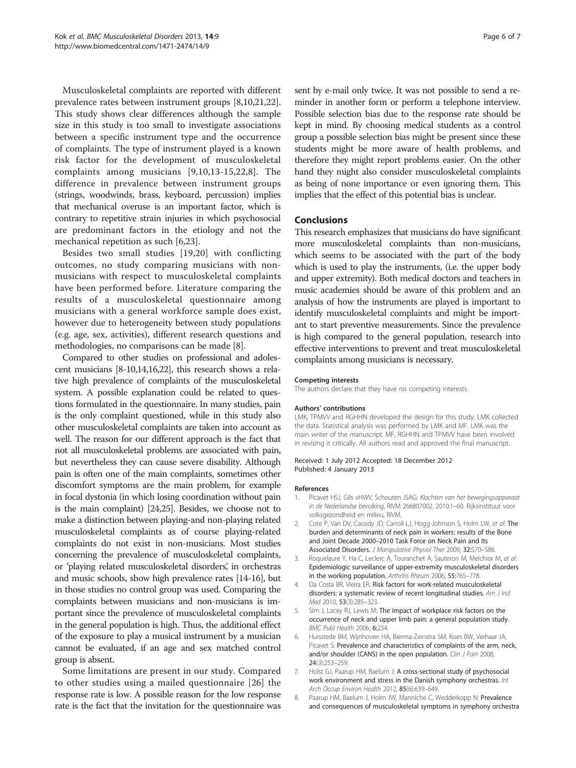Musculoskeletal complaints are reported with different prevalence rates between instrument groups [8,10,21,22]. This study shows clear differences although the sample size in this study is too small to investigate associations between a specific instrument type and the occurrence of complaints. The type of instrument played is a known risk factor for the development of musculoskeletal complaints among musicians [9,10,13-15,22,8]. The difference in prevalence between instrument groups (strings, woodwinds, brass, keyboard, percussion) implies that mechanical overuse is an important factor, which is contrary to repetitive strain injuries in which psychosocial are predominant factors in the etiology and not the mechanical repetition as such [6,23].

Besides two small studies [19,20] with conflicting outcomes, no study comparing musicians with non-musicians with respect to musculoskeletal complaints have been performed before. Literature comparing the results of a musculoskeletal questionnaire among musicians with a general workforce sample does exist, however due to heterogeneity between study populations (e.g. age, sex, activities), different research questions and methodologies, no comparisons can be made [8].

Compared to other studies on professional and adolescent musicians [8-10,14,16,22], this research shows a relative high prevalence of complaints of the musculoskeletal system. A possible explanation could be related to questions formulated in the questionnaire. In many studies, pain is the only complaint questioned, while in this study also other musculoskeletal complaints are taken into account as well. The reason for our different approach is the fact that not all musculoskeletal problems are associated with pain, but nevertheless they can cause severe disability. Although pain is often one of the main complaints, sometimes other discomfort symptoms are the main problem, for example in focal dystonia (in which losing coordination without pain is the main complaint) [24,25]. Besides, we choose not to make a distinction between playing-and non-playing related musculoskeletal complaints as of course playing-related complaints do not exist in non-musicians. Most studies concerning the prevalence of musculoskeletal complaints, or 'playing related musculoskeletal disorders', in orchestras and music schools, show high prevalence rates [14-16], but in those studies no control group was used. Comparing the complaints between musicians and non-musicians is important since the prevalence of musculoskeletal complaints in the general population is high. Thus, the additional effect of the exposure to play a musical instrument by a musician cannot be evaluated, if an age and sex matched control group is absent.

Some limitations are present in our study. Compared to other studies using a mailed questionnaire [26] the response rate is low. A possible reason for the low response rate is the fact that the invitation for the questionnaire was sent by e-mail only twice. It was not possible to send a reminder in another form or perform a telephone interview. Possible selection bias due to the response rate should be kept in mind. By choosing medical students as a control group a possible selection bias might be present since these students might be more aware of health problems, and therefore they might report problems easier. On the other hand they might also consider musculoskeletal complaints as being of none importance or even ignoring them. This implies that the effect of this potential bias is unclear.

## Conclusions

This research emphasizes that musicians do have significant more musculoskeletal complaints than non-musicians, which seems to be associated with the part of the body which is used to play the instruments, (i.e. the upper body and upper extremity). Both medical doctors and teachers in music academies should be aware of this problem and an analysis of how the instruments are played is important to identify musculoskeletal complaints and might be important to start preventive measurements. Since the prevalence is high compared to the general population, research into effective interventions to prevent and treat musculoskeletal complaints among musicians is necessary.

#### Competing interests

The authors declare that they have no competing interests.

#### Authors' contributions

LMK, TPMVV and RGHHN developed the design for this study. LMK collected the data. Statistical analysis was performed by LMK and MF. LMK was the main writer of the manuscript. MF, RGHHN and TPMVV have been involved in revising it critically. All authors read and approved the final manuscript.

Received: 1 July 2012 Accepted: 18 December 2012
Published: 4 January 2013

#### References

1. Picavet HSJ, Gils vHWV, Schouten JSAG: *Klachten van het bewegingsapparaat in de Nederlandse bevolking*, RIVM 266807002. 2010:1–60. Rijksinstituut voor volksgezondheid en milieu, RIVM.
2. Cote P, Van DV, Cassidy JD, Carroll LJ, Hogg-Johnson S, Holm LW, *et al*: **The burden and determinants of neck pain in workers: results of the Bone and Joint Decade 2000–2010 Task Force on Neck Pain and Its Associated Disorders.** *J Manipulative Physiol Ther* 2009, **32:**S70–S86.
3. Roquelaure Y, Ha C, Leclerc A, Touranchet A, Sauteron M, Melchior M, *et al*: **Epidemiologic surveillance of upper-extremity musculoskeletal disorders in the working population.** *Arthritis Rheum* 2006, **55:**765–778.
4. Da Costa BR, Vieira ER: **Risk factors for work-related musculoskeletal disorders: a systematic review of recent longitudinal studies.** *Am J Ind Med* 2010, **53**(3):285–323.
5. Sim J, Lacey RJ, Lewis M: **The impact of workplace risk factors on the occurrence of neck and upper limb pain: a general population study.** *BMC Publ Health* 2006, **6:**234.
6. Huisstede BM, Wijnhoven HA, Bierma-Zeinstra SM, Koes BW, Verhaar JA, Picavet S: **Prevalence and characteristics of complaints of the arm, neck, and/or shoulder (CANS) in the open population.** *Clin J Pain* 2008, **24**(3):253–259.
7. Holst GJ, Paarup HM, Baelum J: **A cross-sectional study of psychosocial work environment and stress in the Danish symphony orchestras.** *Int Arch Occup Environ Health* 2012, **85**(6):639–649.
8. Paarup HM, Baelum J, Holm JW, Manniche C, Wedderkopp N: **Prevalence and consequences of musculoskeletal symptoms in symphony orchestra**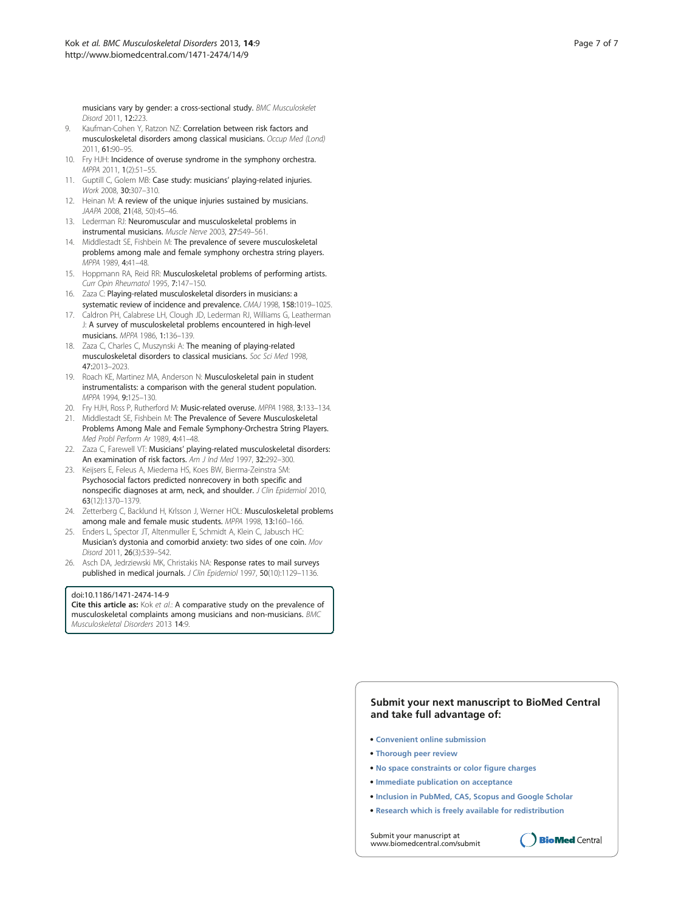musicians vary by gender: a cross-sectional study. *BMC Musculoskelet Disord* 2011, **12**:223.

9. Kaufman-Cohen Y, Ratzon NZ: **Correlation between risk factors and musculoskeletal disorders among classical musicians.** *Occup Med (Lond)* 2011, **61**:90–95.
10. Fry HJH: **Incidence of overuse syndrome in the symphony orchestra.** *MPPA* 2011, **1**(2):51–55.
11. Guptill C, Golem MB: **Case study: musicians' playing-related injuries.** *Work* 2008, **30**:307–310.
12. Heinan M: **A review of the unique injuries sustained by musicians.** *JAAPA* 2008, **21**(48, 50):45–46.
13. Lederman RJ: **Neuromuscular and musculoskeletal problems in instrumental musicians.** *Muscle Nerve* 2003, **27**:549–561.
14. Middlestadt SE, Fishbein M: **The prevalence of severe musculoskeletal problems among male and female symphony orchestra string players.** *MPPA* 1989, **4**:41–48.
15. Hoppmann RA, Reid RR: **Musculoskeletal problems of performing artists.** *Curr Opin Rheumatol* 1995, **7**:147–150.
16. Zaza C: **Playing-related musculoskeletal disorders in musicians: a systematic review of incidence and prevalence.** *CMAJ* 1998, **158**:1019–1025.
17. Caldron PH, Calabrese LH, Clough JD, Lederman RJ, Williams G, Leatherman J: **A survey of musculoskeletal problems encountered in high-level musicians.** *MPPA* 1986, **1**:136–139.
18. Zaza C, Charles C, Muszynski A: **The meaning of playing-related musculoskeletal disorders to classical musicians.** *Soc Sci Med* 1998, **47**:2013–2023.
19. Roach KE, Martinez MA, Anderson N: **Musculoskeletal pain in student instrumentalists: a comparison with the general student population.** *MPPA* 1994, **9**:125–130.
20. Fry HJH, Ross P, Rutherford M: **Music-related overuse.** *MPPA* 1988, **3**:133–134.
21. Middlestadt SE, Fishbein M: **The Prevalence of Severe Musculoskeletal Problems Among Male and Female Symphony-Orchestra String Players.** *Med Probl Perform Ar* 1989, **4**:41–48.
22. Zaza C, Farewell VT: **Musicians' playing-related musculoskeletal disorders: An examination of risk factors.** *Am J Ind Med* 1997, **32**:292–300.
23. Keijsers E, Feleus A, Miedema HS, Koes BW, Bierma-Zeinstra SM: **Psychosocial factors predicted nonrecovery in both specific and nonspecific diagnoses at arm, neck, and shoulder.** *J Clin Epidemiol* 2010, **63**(12):1370–1379.
24. Zetterberg C, Backlund H, Krlsson J, Werner HOL: **Musculoskeletal problems among male and female music students.** *MPPA* 1998, **13**:160–166.
25. Enders L, Spector JT, Altenmuller E, Schmidt A, Klein C, Jabusch HC: **Musician's dystonia and comorbid anxiety: two sides of one coin.** *Mov Disord* 2011, **26**(3):539–542.
26. Asch DA, Jedrziewski MK, Christakis NA: **Response rates to mail surveys published in medical journals.** *J Clin Epidemiol* 1997, **50**(10):1129–1136.

doi:10.1186/1471-2474-14-9
**Cite this article as:** Kok *et al.*: A comparative study on the prevalence of musculoskeletal complaints among musicians and non-musicians. *BMC Musculoskeletal Disorders* 2013 **14**:9.

**Submit your next manuscript to BioMed Central and take full advantage of:**

- **Convenient online submission**
- **Thorough peer review**
- **No space constraints or color figure charges**
- **Immediate publication on acceptance**
- **Inclusion in PubMed, CAS, Scopus and Google Scholar**
- **Research which is freely available for redistribution**

Submit your manuscript at
www.biomedcentral.com/submit

BioMed Central